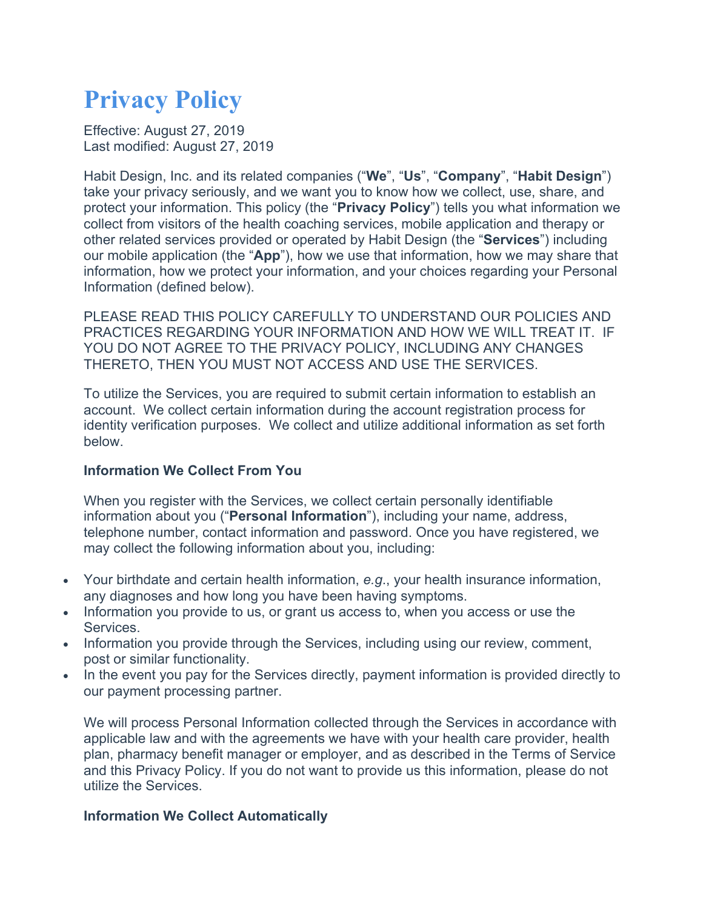# Privacy Policy

Effective: August 27, 2019
Last modified: August 27, 2019

Habit Design, Inc. and its related companies ("**We**", "**Us**", "**Company**", "**Habit Design**") take your privacy seriously, and we want you to know how we collect, use, share, and protect your information. This policy (the "**Privacy Policy**") tells you what information we collect from visitors of the health coaching services, mobile application and therapy or other related services provided or operated by Habit Design (the "**Services**") including our mobile application (the "**App**"), how we use that information, how we may share that information, how we protect your information, and your choices regarding your Personal Information (defined below).

PLEASE READ THIS POLICY CAREFULLY TO UNDERSTAND OUR POLICIES AND PRACTICES REGARDING YOUR INFORMATION AND HOW WE WILL TREAT IT. IF YOU DO NOT AGREE TO THE PRIVACY POLICY, INCLUDING ANY CHANGES THERETO, THEN YOU MUST NOT ACCESS AND USE THE SERVICES.

To utilize the Services, you are required to submit certain information to establish an account. We collect certain information during the account registration process for identity verification purposes. We collect and utilize additional information as set forth below.

**Information We Collect From You**

When you register with the Services, we collect certain personally identifiable information about you ("**Personal Information**"), including your name, address, telephone number, contact information and password. Once you have registered, we may collect the following information about you, including:

- Your birthdate and certain health information, *e.g.*, your health insurance information, any diagnoses and how long you have been having symptoms.
- Information you provide to us, or grant us access to, when you access or use the Services.
- Information you provide through the Services, including using our review, comment, post or similar functionality.
- In the event you pay for the Services directly, payment information is provided directly to our payment processing partner.

We will process Personal Information collected through the Services in accordance with applicable law and with the agreements we have with your health care provider, health plan, pharmacy benefit manager or employer, and as described in the Terms of Service and this Privacy Policy. If you do not want to provide us this information, please do not utilize the Services.

**Information We Collect Automatically**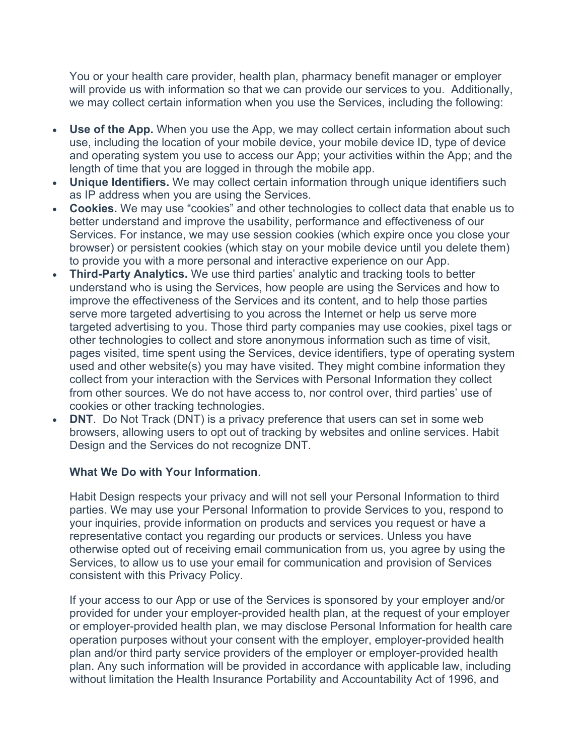You or your health care provider, health plan, pharmacy benefit manager or employer will provide us with information so that we can provide our services to you. Additionally, we may collect certain information when you use the Services, including the following:

- **Use of the App.** When you use the App, we may collect certain information about such use, including the location of your mobile device, your mobile device ID, type of device and operating system you use to access our App; your activities within the App; and the length of time that you are logged in through the mobile app.
- **Unique Identifiers.** We may collect certain information through unique identifiers such as IP address when you are using the Services.
- **Cookies.** We may use "cookies" and other technologies to collect data that enable us to better understand and improve the usability, performance and effectiveness of our Services. For instance, we may use session cookies (which expire once you close your browser) or persistent cookies (which stay on your mobile device until you delete them) to provide you with a more personal and interactive experience on our App.
- **Third-Party Analytics.** We use third parties' analytic and tracking tools to better understand who is using the Services, how people are using the Services and how to improve the effectiveness of the Services and its content, and to help those parties serve more targeted advertising to you across the Internet or help us serve more targeted advertising to you. Those third party companies may use cookies, pixel tags or other technologies to collect and store anonymous information such as time of visit, pages visited, time spent using the Services, device identifiers, type of operating system used and other website(s) you may have visited. They might combine information they collect from your interaction with the Services with Personal Information they collect from other sources. We do not have access to, nor control over, third parties' use of cookies or other tracking technologies.
- **DNT**. Do Not Track (DNT) is a privacy preference that users can set in some web browsers, allowing users to opt out of tracking by websites and online services. Habit Design and the Services do not recognize DNT.

**What We Do with Your Information**.

Habit Design respects your privacy and will not sell your Personal Information to third parties. We may use your Personal Information to provide Services to you, respond to your inquiries, provide information on products and services you request or have a representative contact you regarding our products or services. Unless you have otherwise opted out of receiving email communication from us, you agree by using the Services, to allow us to use your email for communication and provision of Services consistent with this Privacy Policy.

If your access to our App or use of the Services is sponsored by your employer and/or provided for under your employer-provided health plan, at the request of your employer or employer-provided health plan, we may disclose Personal Information for health care operation purposes without your consent with the employer, employer-provided health plan and/or third party service providers of the employer or employer-provided health plan. Any such information will be provided in accordance with applicable law, including without limitation the Health Insurance Portability and Accountability Act of 1996, and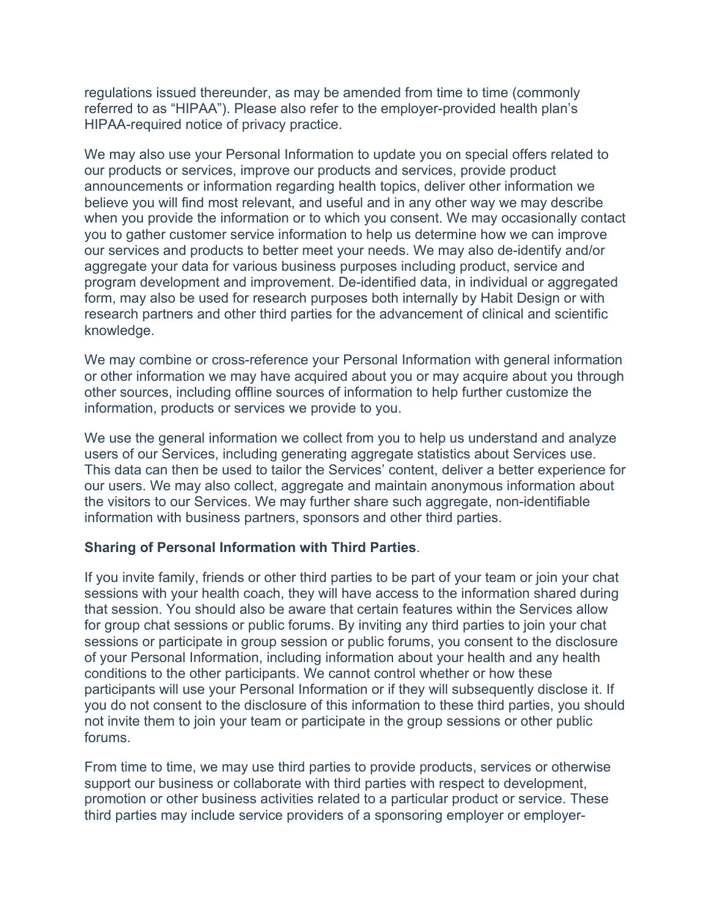regulations issued thereunder, as may be amended from time to time (commonly referred to as "HIPAA"). Please also refer to the employer-provided health plan's HIPAA-required notice of privacy practice.

We may also use your Personal Information to update you on special offers related to our products or services, improve our products and services, provide product announcements or information regarding health topics, deliver other information we believe you will find most relevant, and useful and in any other way we may describe when you provide the information or to which you consent. We may occasionally contact you to gather customer service information to help us determine how we can improve our services and products to better meet your needs. We may also de-identify and/or aggregate your data for various business purposes including product, service and program development and improvement. De-identified data, in individual or aggregated form, may also be used for research purposes both internally by Habit Design or with research partners and other third parties for the advancement of clinical and scientific knowledge.

We may combine or cross-reference your Personal Information with general information or other information we may have acquired about you or may acquire about you through other sources, including offline sources of information to help further customize the information, products or services we provide to you.

We use the general information we collect from you to help us understand and analyze users of our Services, including generating aggregate statistics about Services use. This data can then be used to tailor the Services' content, deliver a better experience for our users. We may also collect, aggregate and maintain anonymous information about the visitors to our Services. We may further share such aggregate, non-identifiable information with business partners, sponsors and other third parties.

**Sharing of Personal Information with Third Parties**.

If you invite family, friends or other third parties to be part of your team or join your chat sessions with your health coach, they will have access to the information shared during that session. You should also be aware that certain features within the Services allow for group chat sessions or public forums. By inviting any third parties to join your chat sessions or participate in group session or public forums, you consent to the disclosure of your Personal Information, including information about your health and any health conditions to the other participants. We cannot control whether or how these participants will use your Personal Information or if they will subsequently disclose it. If you do not consent to the disclosure of this information to these third parties, you should not invite them to join your team or participate in the group sessions or other public forums.

From time to time, we may use third parties to provide products, services or otherwise support our business or collaborate with third parties with respect to development, promotion or other business activities related to a particular product or service. These third parties may include service providers of a sponsoring employer or employer-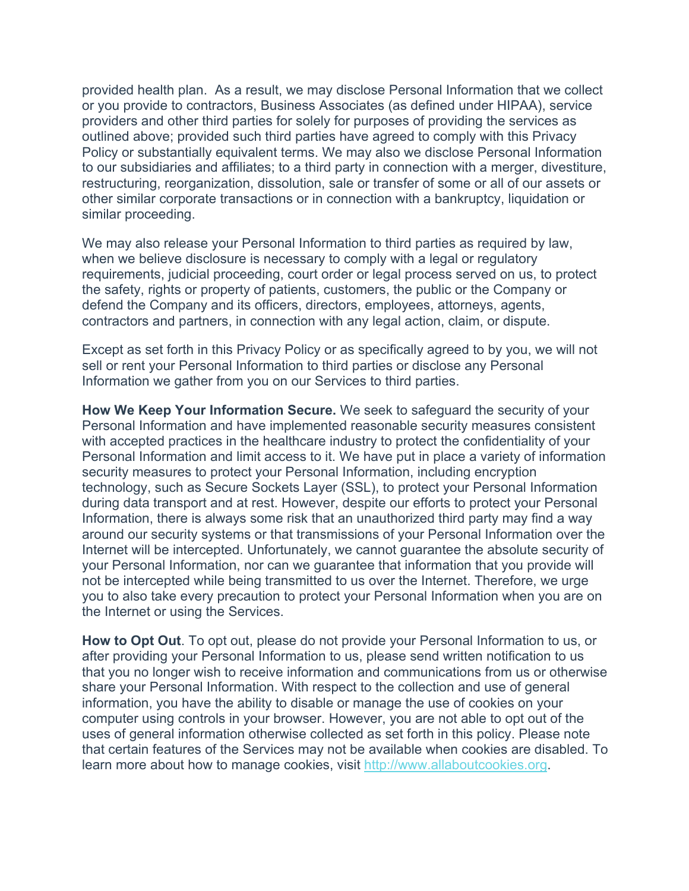provided health plan.  As a result, we may disclose Personal Information that we collect or you provide to contractors, Business Associates (as defined under HIPAA), service providers and other third parties for solely for purposes of providing the services as outlined above; provided such third parties have agreed to comply with this Privacy Policy or substantially equivalent terms. We may also we disclose Personal Information to our subsidiaries and affiliates; to a third party in connection with a merger, divestiture, restructuring, reorganization, dissolution, sale or transfer of some or all of our assets or other similar corporate transactions or in connection with a bankruptcy, liquidation or similar proceeding.

We may also release your Personal Information to third parties as required by law, when we believe disclosure is necessary to comply with a legal or regulatory requirements, judicial proceeding, court order or legal process served on us, to protect the safety, rights or property of patients, customers, the public or the Company or defend the Company and its officers, directors, employees, attorneys, agents, contractors and partners, in connection with any legal action, claim, or dispute.

Except as set forth in this Privacy Policy or as specifically agreed to by you, we will not sell or rent your Personal Information to third parties or disclose any Personal Information we gather from you on our Services to third parties.

**How We Keep Your Information Secure.** We seek to safeguard the security of your Personal Information and have implemented reasonable security measures consistent with accepted practices in the healthcare industry to protect the confidentiality of your Personal Information and limit access to it. We have put in place a variety of information security measures to protect your Personal Information, including encryption technology, such as Secure Sockets Layer (SSL), to protect your Personal Information during data transport and at rest. However, despite our efforts to protect your Personal Information, there is always some risk that an unauthorized third party may find a way around our security systems or that transmissions of your Personal Information over the Internet will be intercepted. Unfortunately, we cannot guarantee the absolute security of your Personal Information, nor can we guarantee that information that you provide will not be intercepted while being transmitted to us over the Internet. Therefore, we urge you to also take every precaution to protect your Personal Information when you are on the Internet or using the Services.

**How to Opt Out**. To opt out, please do not provide your Personal Information to us, or after providing your Personal Information to us, please send written notification to us that you no longer wish to receive information and communications from us or otherwise share your Personal Information. With respect to the collection and use of general information, you have the ability to disable or manage the use of cookies on your computer using controls in your browser. However, you are not able to opt out of the uses of general information otherwise collected as set forth in this policy. Please note that certain features of the Services may not be available when cookies are disabled. To learn more about how to manage cookies, visit [http://www.allaboutcookies.org](http://www.allaboutcookies.org).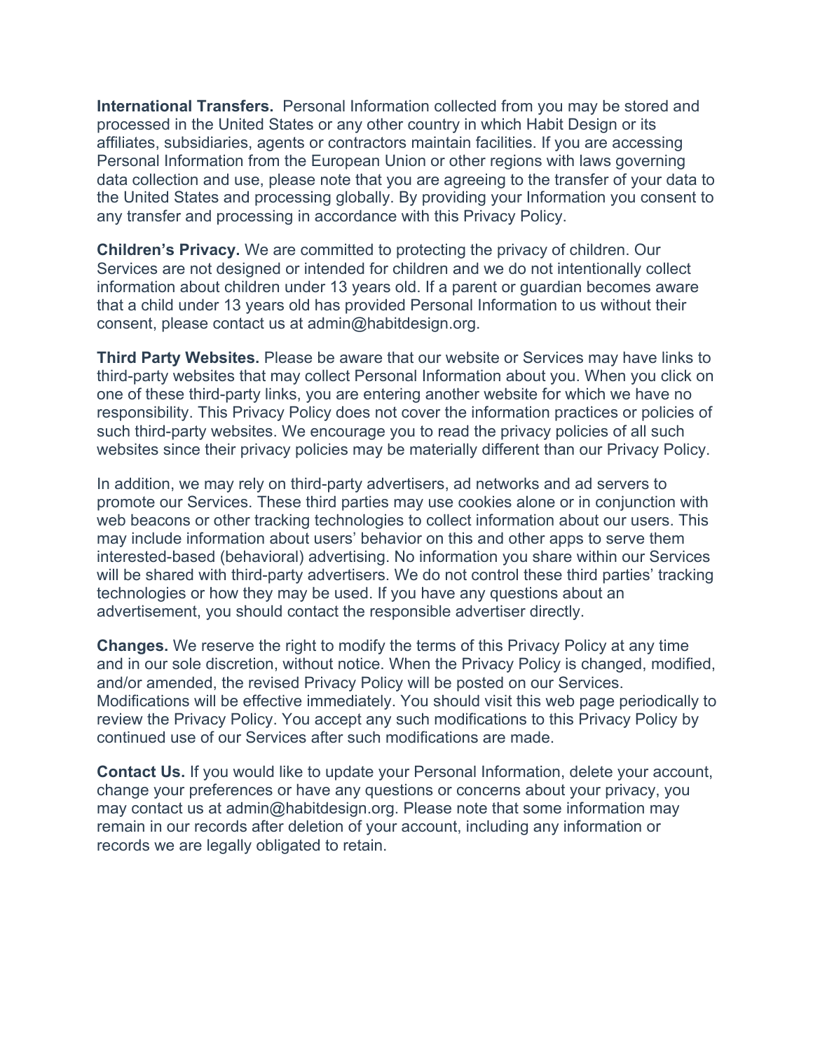**International Transfers.** Personal Information collected from you may be stored and processed in the United States or any other country in which Habit Design or its affiliates, subsidiaries, agents or contractors maintain facilities. If you are accessing Personal Information from the European Union or other regions with laws governing data collection and use, please note that you are agreeing to the transfer of your data to the United States and processing globally. By providing your Information you consent to any transfer and processing in accordance with this Privacy Policy.

**Children's Privacy.** We are committed to protecting the privacy of children. Our Services are not designed or intended for children and we do not intentionally collect information about children under 13 years old. If a parent or guardian becomes aware that a child under 13 years old has provided Personal Information to us without their consent, please contact us at admin@habitdesign.org.

**Third Party Websites.** Please be aware that our website or Services may have links to third-party websites that may collect Personal Information about you. When you click on one of these third-party links, you are entering another website for which we have no responsibility. This Privacy Policy does not cover the information practices or policies of such third-party websites. We encourage you to read the privacy policies of all such websites since their privacy policies may be materially different than our Privacy Policy.

In addition, we may rely on third-party advertisers, ad networks and ad servers to promote our Services. These third parties may use cookies alone or in conjunction with web beacons or other tracking technologies to collect information about our users. This may include information about users' behavior on this and other apps to serve them interested-based (behavioral) advertising. No information you share within our Services will be shared with third-party advertisers. We do not control these third parties' tracking technologies or how they may be used. If you have any questions about an advertisement, you should contact the responsible advertiser directly.

**Changes.** We reserve the right to modify the terms of this Privacy Policy at any time and in our sole discretion, without notice. When the Privacy Policy is changed, modified, and/or amended, the revised Privacy Policy will be posted on our Services. Modifications will be effective immediately. You should visit this web page periodically to review the Privacy Policy. You accept any such modifications to this Privacy Policy by continued use of our Services after such modifications are made.

**Contact Us.** If you would like to update your Personal Information, delete your account, change your preferences or have any questions or concerns about your privacy, you may contact us at admin@habitdesign.org. Please note that some information may remain in our records after deletion of your account, including any information or records we are legally obligated to retain.